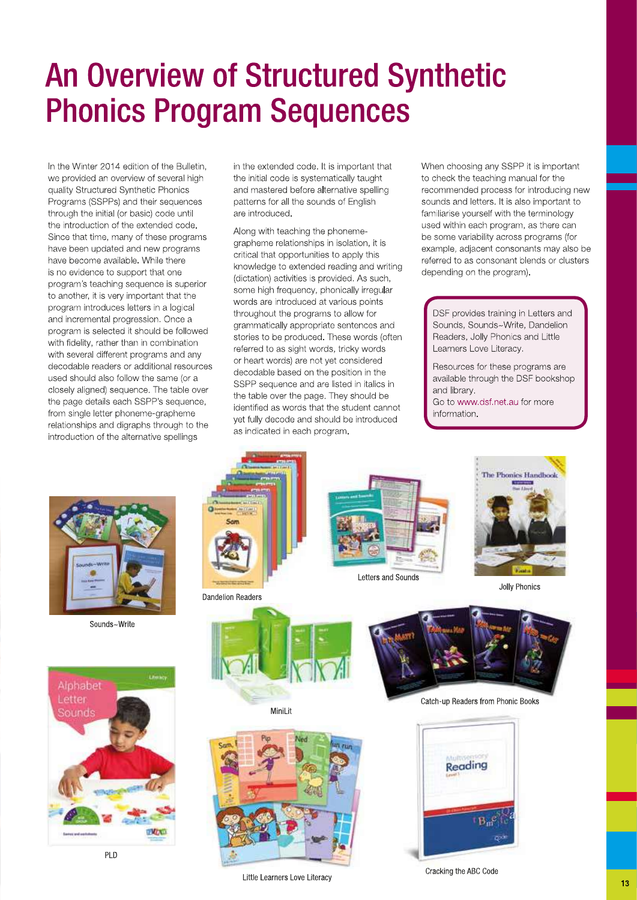# An Overview of Structured Synthetic Phonics Program Sequences

In the Winter 2014 edition of the Bulletin, we provided an overview of several high quality Structured Synthetic Phonics Programs (SSPPs) and their sequences through the initial (or basic) code until the introduction of the extended code. Since that time, many of these programs have been updated and new programs have become available. While there is no evidence to support that one program's teaching sequence is superior to another, it is very important that the program introduces letters in a logical and incremental progression. Once a program is selected it should be followed with fidelity, rather than in combination with several different programs and any decodable readers or additional resources used should also follow the same (or a closely aligned) sequence. The table over the page details each SSPP's sequence, from single letter phoneme-grapheme relationships and digraphs through to the introduction of the alternative spellings in the extended code. It is important that the initial code is systematically taught and mastered before alternative spelling patterns for all the sounds of English are introduced.

Along with teaching the phoneme-grapheme relationships in isolation, it is critical that opportunities to apply this knowledge to extended reading and writing (dictation) activities is provided. As such, some high frequency, phonically irregular words are introduced at various points throughout the programs to allow for grammatically appropriate sentences and stories to be produced. These words (often referred to as sight words, tricky words or heart words) are not yet considered decodable based on the position in the SSPP sequence and are listed in italics in the table over the page. They should be identified as words that the student cannot yet fully decode and should be introduced as indicated in each program.

When choosing any SSPP it is important to check the teaching manual for the recommended process for introducing new sounds and letters. It is also important to familiarise yourself with the terminology used within each program, as there can be some variability across programs (for example, adjacent consonants may also be referred to as consonant blends or clusters depending on the program).

> DSF provides training in Letters and Sounds, Sounds~Write, Dandelion Readers, Jolly Phonics and Little Learners Love Literacy.
>
> Resources for these programs are available through the DSF bookshop and library.
> Go to www.dsf.net.au for more information.

Sounds~Write

Dandelion Readers

Letters and Sounds

Jolly Phonics

MiniLit

Catch-up Readers from Phonic Books

PLD

Little Learners Love Literacy

Cracking the ABC Code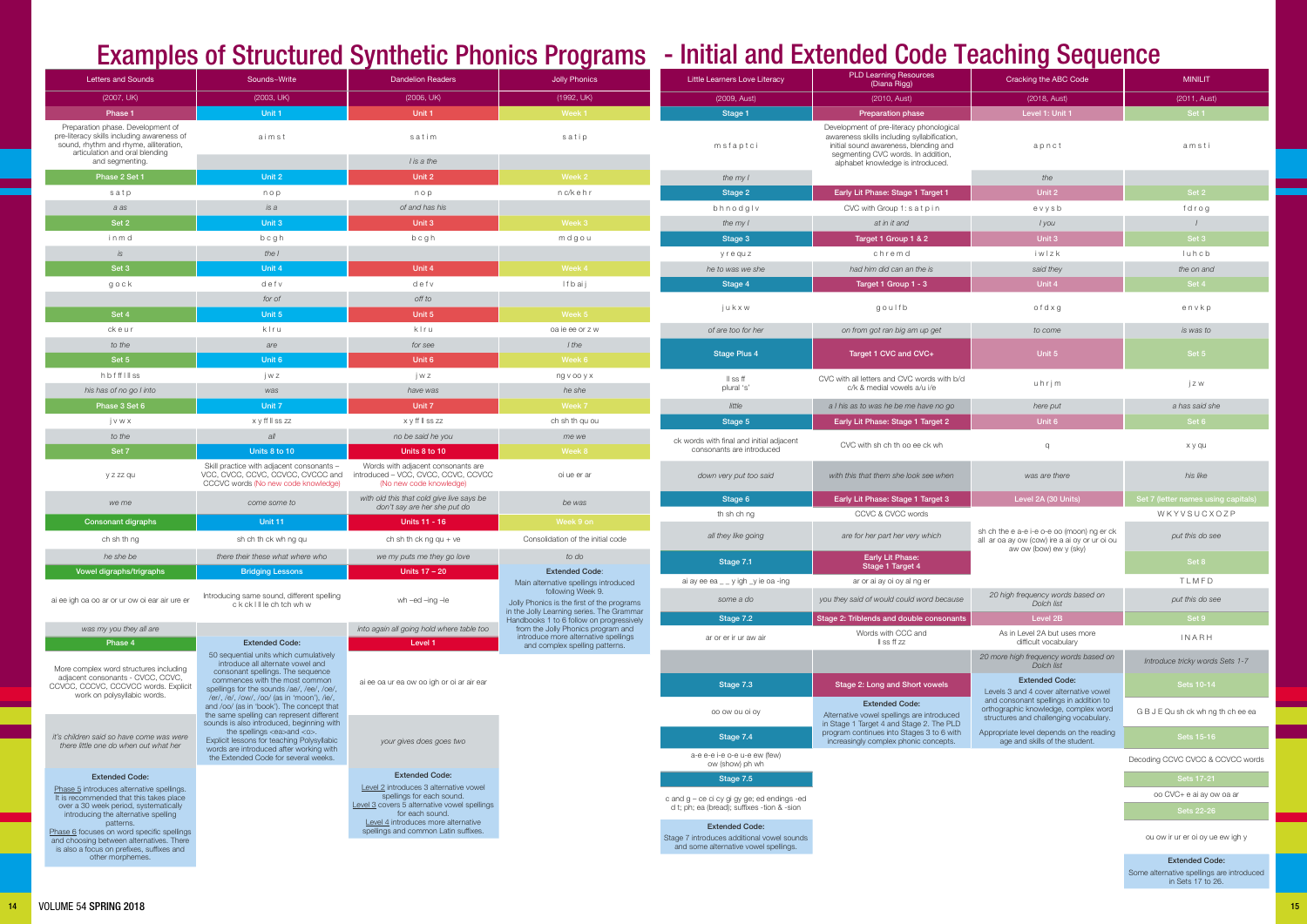# Examples of Structured Synthetic Phonics Programs - Initial and Extended Code Teaching Sequence

| Letters and Sounds | Sounds~Write | Dandelion Readers | Jolly Phonics |
|---|---|---|---|
| (2007, UK) | (2003, UK) | (2006, UK) | (1992, UK) |
| Phase 1 | Unit 1 | Unit 1 | Week 1 |
| Preparation phase. Development of pre-literacy skills including awareness of sound, rhythm and rhyme, alliteration, articulation and oral blending and segmenting. | a i m s t | s a t i m | s a t i p |
| | | *I is a the* | |
| Phase 2 Set 1 | Unit 2 | Unit 2 | Week 2 |
| s a t p | n o p | n o p | n c/k e h r |
| *a as* | *is a* | *of and has his* | |
| Set 2 | Unit 3 | Unit 3 | Week 3 |
| i n m d | b c g h | b c g h | m d g o u |
| *is* | *the I* | | |
| Set 3 | Unit 4 | Unit 4 | Week 4 |
| g o c k | d e f v | d e f v | l f b ai j |
| | *for of* | *off to* | |
| Set 4 | Unit 5 | Unit 5 | Week 5 |
| ck e u r | k l r u | k l r u | oa ie ee or z w |
| *to the* | *are* | *for see* | *I the* |
| Set 5 | Unit 6 | Unit 6 | Week 6 |
| h b f ff l ll ss | j w z | j w z | ng v oo y x |
| *his has of no go I into* | *was* | *have was* | *he she* |
| Phase 3 Set 6 | Unit 7 | Unit 7 | Week 7 |
| j v w x | x y ff ll ss zz | x y ff ll ss zz | ch sh th qu ou |
| *to the* | *all* | *no be said he you* | *me we* |
| Set 7 | Units 8 to 10 | Units 8 to 10 | Week 8 |
| y z zz qu | Skill practice with adjacent consonants – VCC, CVCC, CCVC, CCVCC, CVCCC and CCCVC words (No new code knowledge) | Words with adjacent consonants are introduced – VCC, CVCC, CCVC, CCVCC (No new code knowledge) | oi ue er ar |
| *we me* | *come some to* | *with old this that cold give live says be don't say are her she put do* | *be was* |
| Consonant digraphs | Unit 11 | Units 11 - 16 | Week 9 on |
| ch sh th ng | sh ch th ck wh ng qu | ch sh th ck ng qu + ve | Consolidation of the initial code |
| *he she be* | *there their these what where who* | *we my puts me they go love* | *to do* |
| Vowel digraphs/trigraphs | Bridging Lessons | Units 17 – 20 | Extended Code: Main alternative spellings introduced following Week 9. Jolly Phonics is the first of the programs in the Jolly Learning series. The Grammar Handbooks 1 to 6 follow on progressively from the Jolly Phonics program and introduce more alternative spellings and complex spelling patterns. |
| ai ee igh oa oo ar or ur ow oi ear air ure er | Introducing same sound, different spelling c k ck l ll le ch tch wh w | wh –ed –ing –le | |
| *was my you they all are* | | *into again all going hold where table too* | |
| Phase 4 | Extended Code: 50 sequential units which cumulatively introduce all alternate vowel and consonant spellings. The sequence commences with the most common spellings for the sounds /ae/, /ee/, /oe/, /er/, /e/, /ow/, /oo/ (as in 'moon'), /ie/, and /oo/ (as in 'book'). The concept that the same spelling can represent different sounds is also introduced, beginning with the spellings <ea>and <o>. Explicit lessons for teaching Polysyllabic words are introduced after working with the Extended Code for several weeks. | Level 1 | |
| More complex word structures including adjacent consonants - CVCC, CCVC, CCVCC, CCCVC, CCCVCC words. Explicit work on polysyllabic words. | | ai ee oa ur ea ow oo igh or oi ar air ear | |
| *it's children said so have come were there little one do when out what her* | | *your gives does goes two* | |
| Extended Code: Phase 5 introduces alternative spellings. It is recommended that this takes place over a 30 week period, systematically introducing the alternative spelling patterns. Phase 6 focuses on word specific spellings and choosing between alternatives. There is also a focus on prefixes, suffixes and other morphemes. | | Extended Code: Level 2 introduces 3 alternative vowel spellings for each sound. Level 3 covers 5 alternative vowel spellings for each sound. Level 4 introduces more alternative spellings and common Latin suffixes. | |

| Little Learners Love Literacy | PLD Learning Resources (Diana Rigg) | Cracking the ABC Code | MINILIT |
|---|---|---|---|
| (2009, Aust) | (2010, Aust) | (2018, Aust) | (2011, Aust) |
| Stage 1 | Preparation phase | Level 1: Unit 1 | Set 1 |
| m s f a p t c i | Development of pre-literacy phonological awareness skills including syllabification, initial sound awareness, blending and segmenting CVC words. In addition, alphabet knowledge is introduced. | a p n c t | a m s t i |
| *the my I* | | *the* | |
| Stage 2 | Early Lit Phase: Stage 1 Target 1 | Unit 2 | Set 2 |
| b h n o d g l v | CVC with Group 1: s a t p i n | e v y s b | f d r o g |
| *the my I* | *at in it and* | *I you* | *I* |
| Stage 3 | Target 1 Group 1 & 2 | Unit 3 | Set 3 |
| y r e qu z | c h r e m d | i w l z k | l u h c b |
| *he to was we she* | *had him did can an the is* | *said they* | *the on and* |
| Stage 4 | Target 1 Group 1 - 3 | Unit 4 | Set 4 |
| j u k x w | g o u l f b | o f d x g | e n v k p |
| *of are too for her* | *on from got ran big am up get* | *to come* | *is was to* |
| Stage Plus 4 | Target 1 CVC and CVC+ | Unit 5 | Set 5 |
| ll ss ff plural 's' | CVC with all letters and CVC words with b/d c/k & medial vowels a/u i/e | u h r j m | j z w |
| *little* | *a I his as to was he be me have no go* | *here put* | *a has said she* |
| Stage 5 | Early Lit Phase: Stage 1 Target 2 | Unit 6 | Set 6 |
| ck words with final and initial adjacent consonants are introduced | CVC with sh ch th oo ee ck wh | q | x y qu |
| *down very put too said* | *with this that them she look see when* | *was are there* | *his like* |
| Stage 6 | Early Lit Phase: Stage 1 Target 3 | Level 2A (30 Units) | Set 7 (letter names using capitals) |
| th sh ch ng | CCVC & CVCC words | sh ch th e a-e i-e o-e oo (moon) ng er ck all ar oa ay ow (cow) ire a ai oy or ur oi ou aw ow (bow) ew y (sky) | W K Y V S U C X O Z P |
| *all they like going* | *are for her part her very which* | | *put this do see* |
| Stage 7.1 | Early Lit Phase: Stage 1 Target 4 | | Set 8 |
| ai ay ee ea _ _ y igh _y ie oa -ing | ar or ai ay oi oy al ng er | | T L M F D |
| *some a do* | *you they said of would could word because* | *20 high frequency words based on Dolch list* | *put this do see* |
| Stage 7.2 | Stage 2: Triblends and double consonants | Level 2B | Set 9 |
| ar or er ir ur aw air | Words with CCC and ll ss ff zz | As in Level 2A but uses more difficult vocabulary | I N A R H |
| | | *20 more high frequency words based on Dolch list* | *Introduce tricky words Sets 1-7* |
| Stage 7.3 | Stage 2: Long and Short vowels | Extended Code: Levels 3 and 4 cover alternative vowel and consonant spellings in addition to orthographic knowledge, complex word structures and challenging vocabulary. | Sets 10-14 |
| oo ow ou oi oy | Extended Code: Alternative vowel spellings are introduced in Stage 1 Target 4 and Stage 2. The PLD program continues into Stages 3 to 6 with increasingly complex phonic concepts. | | G B J E Qu sh ck wh ng th ch ee ea |
| Stage 7.4 | | Appropriate level depends on the reading age and skills of the student. | Sets 15-16 |
| a-e e-e i-e o-e u-e ew (few) ow (show) ph wh | | | Decoding CCVC CVCC & CCVCC words |
| Stage 7.5 | | | Sets 17-21 |
| c and g – ce ci cy gi gy ge; ed endings -ed d t; ph; ea (bread); suffixes -tion & -sion | | | oo CVC+ e ai ay ow oa ar |
| Extended Code: Stage 7 introduces additional vowel sounds and some alternative vowel spellings. | | | Sets 22-26 |
| | | | ou ow ir ur er oi oy ue ew igh y |
| | | | Extended Code: Some alternative spellings are introduced in Sets 17 to 26. |